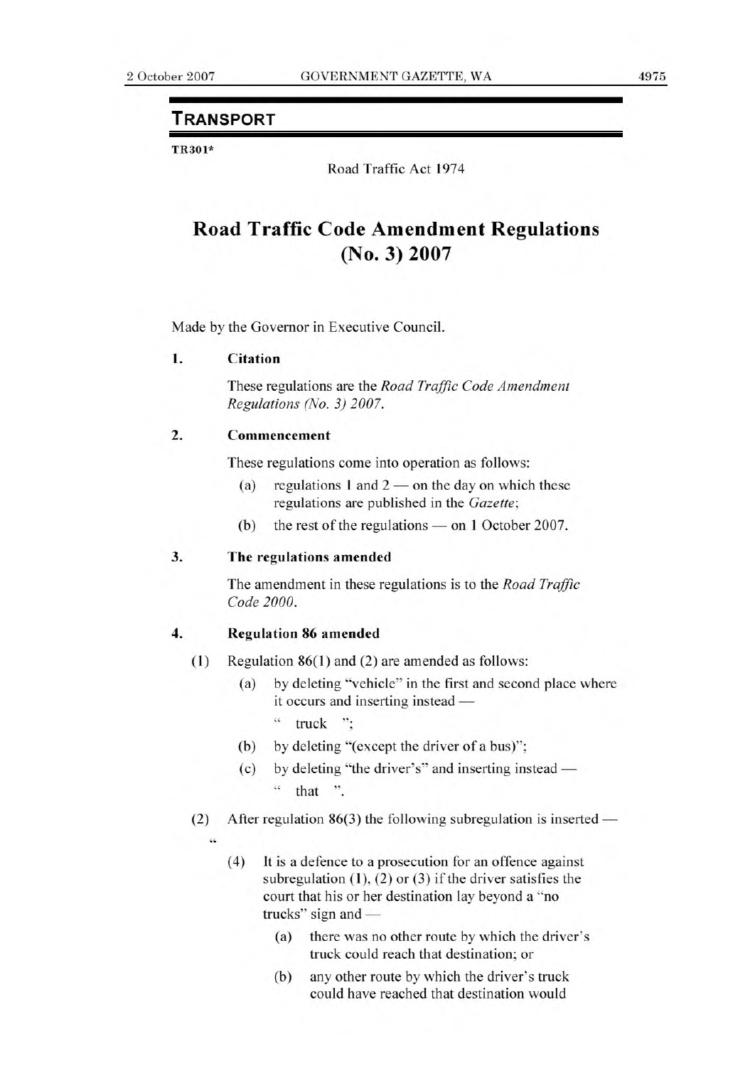## TRANSPORT

**TR301***

Road Traffic Act 1974

# Road Traffic Code Amendment Regulations (No. 3) 2007

Made by the Governor in Executive Council.

**1. Citation**

These regulations are the *Road Traffic Code Amendment Regulations (No. 3) 2007*.

**2. Commencement**

These regulations come into operation as follows:

- (a) regulations 1 and 2 — on the day on which these regulations are published in the *Gazette*;
- (b) the rest of the regulations — on 1 October 2007.

**3. The regulations amended**

The amendment in these regulations is to the *Road Traffic Code 2000*.

**4. Regulation 86 amended**

(1) Regulation 86(1) and (2) are amended as follows:

- (a) by deleting "vehicle" in the first and second place where it occurs and inserting instead —

  " truck ";

- (b) by deleting "(except the driver of a bus)";
- (c) by deleting "the driver's" and inserting instead —

  " that ".

(2) After regulation 86(3) the following subregulation is inserted —

"

(4) It is a defence to a prosecution for an offence against subregulation (1), (2) or (3) if the driver satisfies the court that his or her destination lay beyond a "no trucks" sign and —

- (a) there was no other route by which the driver's truck could reach that destination; or
- (b) any other route by which the driver's truck could have reached that destination would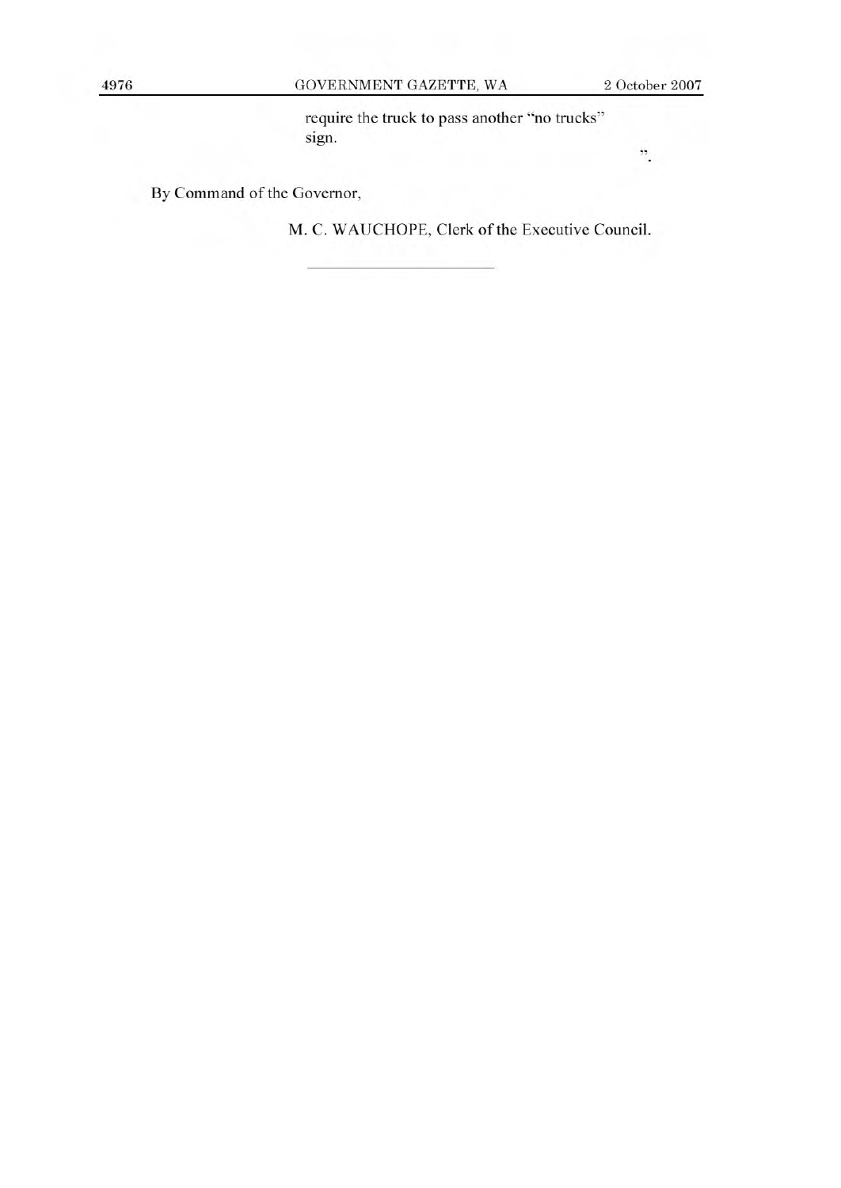require the truck to pass another "no trucks" sign.

".

By Command of the Governor,

M. C. WAUCHOPE, Clerk of the Executive Council.

---